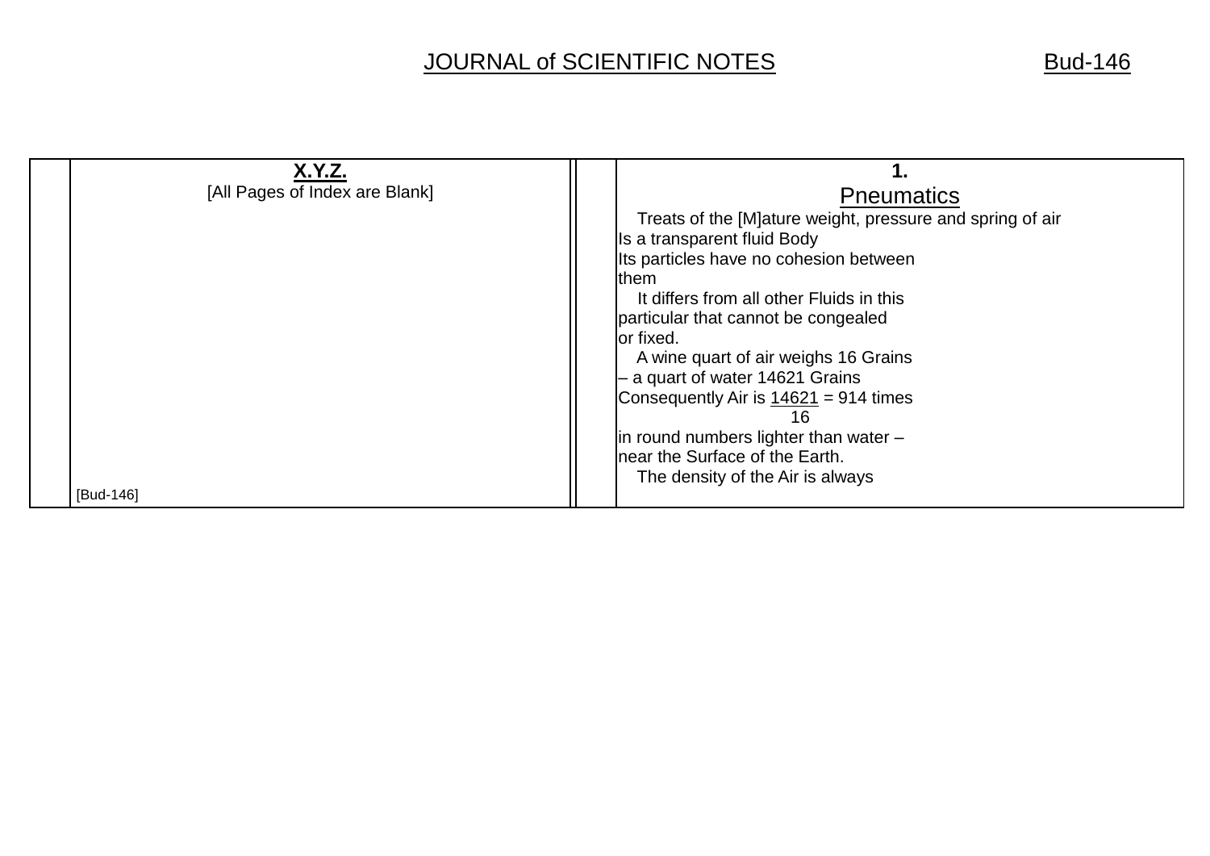# JOURNAL of SCIENTIFIC NOTES

**X.Y.Z.**
[All Pages of Index are Blank]

[Bud-146]

**1.**

## Pneumatics

Treats of the [M]ature weight, pressure and spring of air
Is a transparent fluid Body
Its particles have no cohesion between
them

It differs from all other Fluids in this
particular that cannot be congealed
or fixed.

A wine quart of air weighs 16 Grains
– a quart of water 14621 Grains
Consequently Air is $\frac{14621}{16}$ = 914 times
in round numbers lighter than water –
near the Surface of the Earth.

The density of the Air is always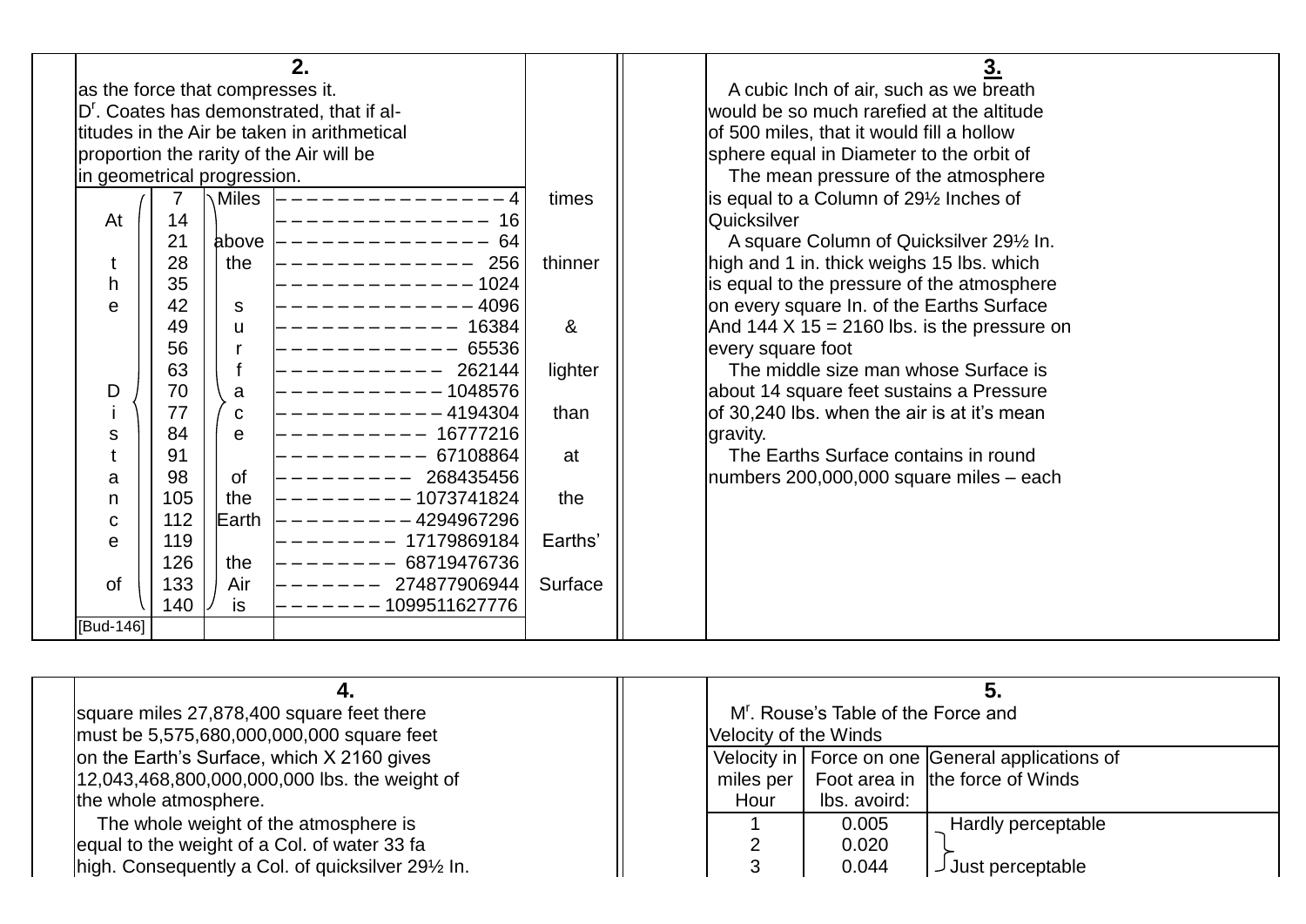## 2.

as the force that compresses it.
Dr. Coates has demonstrated, that if altitudes in the Air be taken in arithmetical proportion the rarity of the Air will be in geometrical progression.

| At the Distance of | Miles above the surface of the Earth the Air is | | times thinner & lighter than at the Earths' Surface |
|---|---|---|---|
| | 7 | – – – – – – – – – – – – – – – – 4 | |
| | 14 | – – – – – – – – – – – – – – – 16 | |
| | 21 | – – – – – – – – – – – – – – – 64 | |
| | 28 | – – – – – – – – – – – – – – 256 | |
| | 35 | – – – – – – – – – – – – – – 1024 | |
| | 42 | – – – – – – – – – – – – – – 4096 | |
| | 49 | – – – – – – – – – – – – – 16384 | |
| | 56 | – – – – – – – – – – – – – 65536 | |
| | 63 | – – – – – – – – – – – – 262144 | |
| | 70 | – – – – – – – – – – – – 1048576 | |
| | 77 | – – – – – – – – – – – – 4194304 | |
| | 84 | – – – – – – – – – – – 16777216 | |
| | 91 | – – – – – – – – – – – 67108864 | |
| | 98 | – – – – – – – – – – 268435456 | |
| | 105 | – – – – – – – – – – 1073741824 | |
| | 112 | – – – – – – – – – – 4294967296 | |
| | 119 | – – – – – – – – – 17179869184 | |
| | 126 | – – – – – – – – – 68719476736 | |
| | 133 | – – – – – – – – 274877906944 | |
| | 140 | – – – – – – – – 1099511627776 | |

[Bud-146]

## 3.

A cubic Inch of air, such as we breath would be so much rarefied at the altitude of 500 miles, that it would fill a hollow sphere equal in Diameter to the orbit of

The mean pressure of the atmosphere is equal to a Column of 29½ Inches of Quicksilver

A square Column of Quicksilver 29½ In. high and 1 in. thick weighs 15 lbs. which is equal to the pressure of the atmosphere on every square In. of the Earths Surface And 144 X 15 = 2160 lbs. is the pressure on every square foot

The middle size man whose Surface is about 14 square feet sustains a Pressure of 30,240 lbs. when the air is at it's mean gravity.

The Earths Surface contains in round numbers 200,000,000 square miles – each

## 4.

square miles 27,878,400 square feet there must be 5,575,680,000,000,000 square feet on the Earth's Surface, which X 2160 gives 12,043,468,800,000,000,000 lbs. the weight of the whole atmosphere.

The whole weight of the atmosphere is equal to the weight of a Col. of water 33 fa high. Consequently a Col. of quicksilver 29½ In.

## 5.

Mr. Rouse's Table of the Force and Velocity of the Winds

| Velocity in miles per Hour | Force on one Foot area in lbs. avoird: | General applications of the force of Winds |
|---|---|---|
| 1 | 0.005 | Hardly perceptable |
| 2 | 0.020 | Just perceptable |
| 3 | 0.044 | |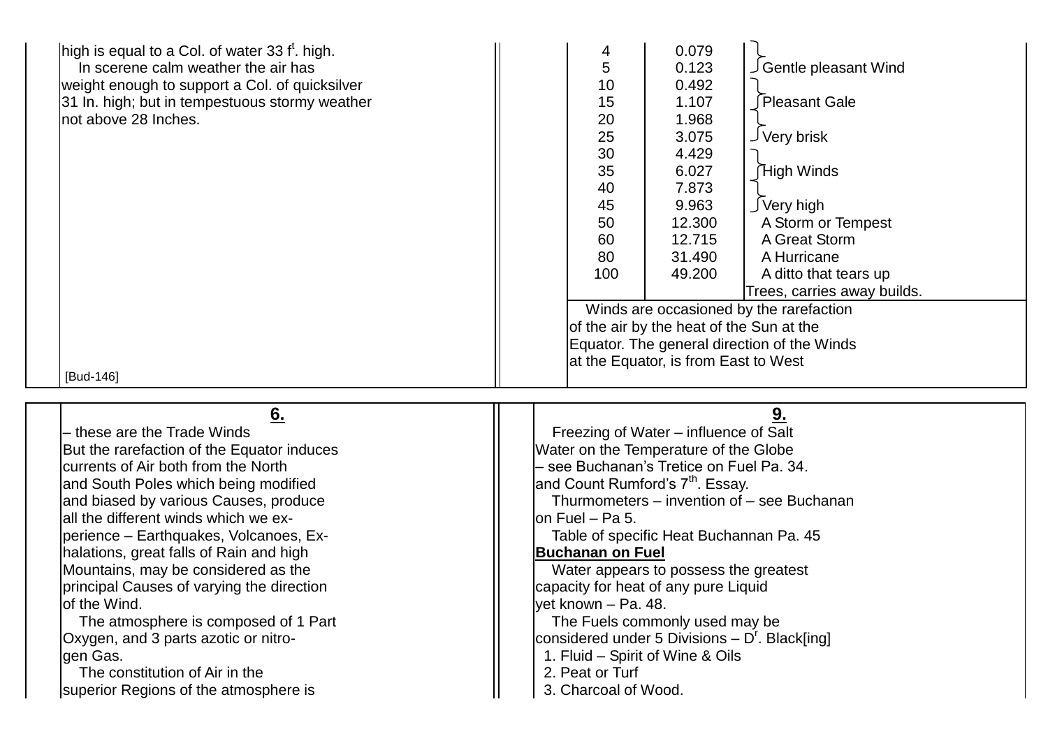high is equal to a Col. of water 33 f[t]. high.

In scerene calm weather the air has weight enough to support a Col. of quicksilver 31 In. high; but in tempestuous stormy weather not above 28 Inches.

[Bud-146]

| | | |
|---|---|---|
| 4 | 0.079 | Gentle pleasant Wind |
| 5 | 0.123 | |
| 10 | 0.492 | Pleasant Gale |
| 15 | 1.107 | |
| 20 | 1.968 | Very brisk |
| 25 | 3.075 | |
| 30 | 4.429 | High Winds |
| 35 | 6.027 | |
| 40 | 7.873 | Very high |
| 45 | 9.963 | |
| 50 | 12.300 | A Storm or Tempest |
| 60 | 12.715 | A Great Storm |
| 80 | 31.490 | A Hurricane |
| 100 | 49.200 | A ditto that tears up Trees, carries away builds. |

Winds are occasioned by the rarefaction of the air by the heat of the Sun at the Equator. The general direction of the Winds at the Equator, is from East to West

## 6.

– these are the Trade Winds But the rarefaction of the Equator induces currents of Air both from the North and South Poles which being modified and biased by various Causes, produce all the different winds which we experience – Earthquakes, Volcanoes, Exhalations, great falls of Rain and high Mountains, may be considered as the principal Causes of varying the direction of the Wind.

The atmosphere is composed of 1 Part Oxygen, and 3 parts azotic or nitrogen Gas.

The constitution of Air in the superior Regions of the atmosphere is

## 9.

Freezing of Water – influence of Salt Water on the Temperature of the Globe – see Buchanan's Tretice on Fuel Pa. 34. and Count Rumford's 7[th]. Essay.

Thurmometers – invention of – see Buchanan on Fuel – Pa 5.

Table of specific Heat Buchannan Pa. 45

**Buchanan on Fuel**

Water appears to possess the greatest capacity for heat of any pure Liquid yet known – Pa. 48.

The Fuels commonly used may be considered under 5 Divisions – D[r]. Black[ing]

1. Fluid – Spirit of Wine & Oils
2. Peat or Turf
3. Charcoal of Wood.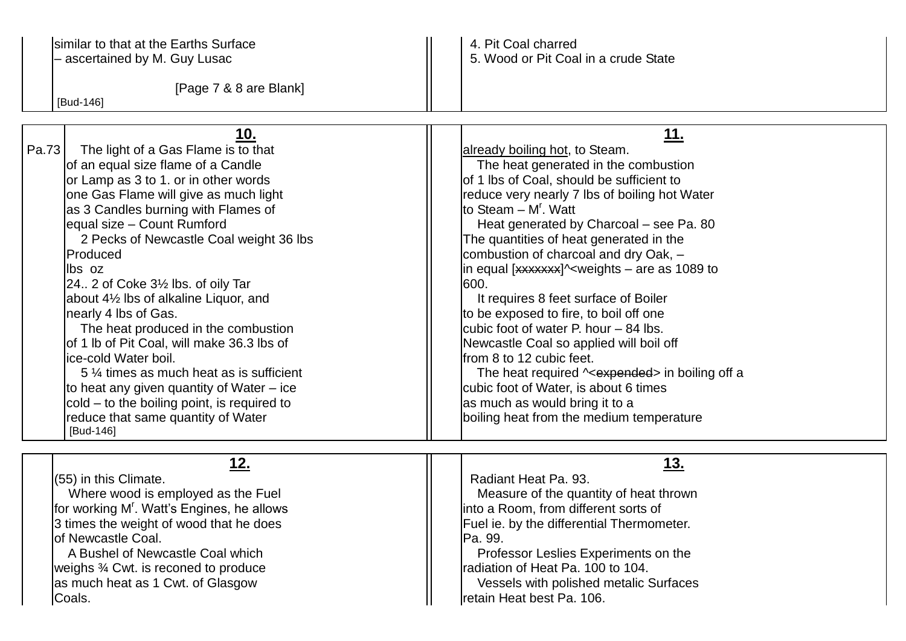similar to that at the Earths Surface
– ascertained by M. Guy Lusac

[Page 7 & 8 are Blank]

[Bud-146]

4. Pit Coal charred
5. Wood or Pit Coal in a crude State

## 10.

Pa.73 The light of a Gas Flame is to that of an equal size flame of a Candle or Lamp as 3 to 1. or in other words one Gas Flame will give as much light as 3 Candles burning with Flames of equal size – Count Rumford

2 Pecks of Newcastle Coal weight 36 lbs
Produced
lbs oz
24.. 2 of Coke 3½ lbs. of oily Tar about 4½ lbs of alkaline Liquor, and nearly 4 lbs of Gas.

The heat produced in the combustion of 1 lb of Pit Coal, will make 36.3 lbs of ice-cold Water boil.

5 ¼ times as much heat as is sufficient to heat any given quantity of Water – ice cold – to the boiling point, is required to reduce that same quantity of Water

[Bud-146]

## 11.

already boiling hot, to Steam.

The heat generated in the combustion of 1 lbs of Coal, should be sufficient to reduce very nearly 7 lbs of boiling hot Water to Steam – Mr. Watt

Heat generated by Charcoal – see Pa. 80
The quantities of heat generated in the combustion of charcoal and dry Oak, – in equal [~~xxxxxxx~~]^<weights – are as 1089 to 600.

It requires 8 feet surface of Boiler to be exposed to fire, to boil off one cubic foot of water P. hour – 84 lbs. Newcastle Coal so applied will boil off from 8 to 12 cubic feet.

The heat required ^<~~expended~~> in boiling off a cubic foot of Water, is about 6 times as much as would bring it to a boiling heat from the medium temperature

## 12.

(55) in this Climate.

Where wood is employed as the Fuel for working Mr. Watt's Engines, he allows 3 times the weight of wood that he does of Newcastle Coal.

A Bushel of Newcastle Coal which weighs ¾ Cwt. is reconed to produce as much heat as 1 Cwt. of Glasgow Coals.

## 13.

Radiant Heat Pa. 93.

Measure of the quantity of heat thrown into a Room, from different sorts of Fuel ie. by the differential Thermometer. Pa. 99.

Professor Leslies Experiments on the radiation of Heat Pa. 100 to 104.

Vessels with polished metalic Surfaces retain Heat best Pa. 106.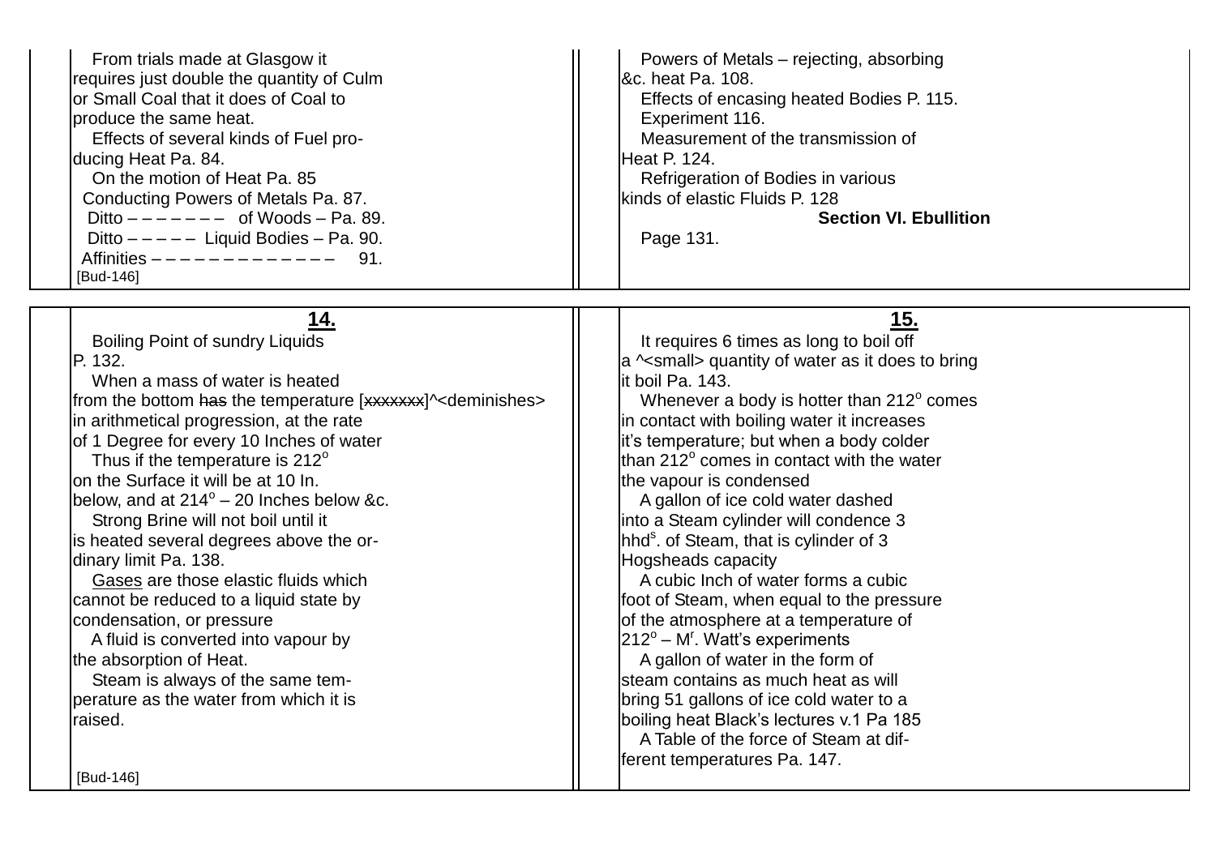From trials made at Glasgow it requires just double the quantity of Culm or Small Coal that it does of Coal to produce the same heat.

Effects of several kinds of Fuel producing Heat Pa. 84.

On the motion of Heat Pa. 85

Conducting Powers of Metals Pa. 87.

Ditto – – – – – – – of Woods – Pa. 89.

Ditto – – – – – Liquid Bodies – Pa. 90.

Affinities – – – – – – – – – – – – – 91.

[Bud-146]

Powers of Metals – rejecting, absorbing &c. heat Pa. 108.

Effects of encasing heated Bodies P. 115.

Experiment 116.

Measurement of the transmission of Heat P. 124.

Refrigeration of Bodies in various kinds of elastic Fluids P. 128

**Section VI. Ebullition**

Page 131.

## 14.

Boiling Point of sundry Liquids P. 132.

When a mass of water is heated from the bottom ~~has~~ the temperature [~~xxxxxxx~~]^<deminishes> in arithmetical progression, at the rate of 1 Degree for every 10 Inches of water

Thus if the temperature is 212$^o$ on the Surface it will be at 10 In. below, and at 214$^o$ – 20 Inches below &c.

Strong Brine will not boil until it is heated several degrees above the ordinary limit Pa. 138.

Gases are those elastic fluids which cannot be reduced to a liquid state by condensation, or pressure

A fluid is converted into vapour by the absorption of Heat.

Steam is always of the same temperature as the water from which it is raised.

[Bud-146]

## 15.

It requires 6 times as long to boil off a ^<small> quantity of water as it does to bring it boil Pa. 143.

Whenever a body is hotter than 212$^o$ comes in contact with boiling water it increases it's temperature; but when a body colder than 212$^o$ comes in contact with the water the vapour is condensed

A gallon of ice cold water dashed into a Steam cylinder will condence 3 hhd$^s$. of Steam, that is cylinder of 3 Hogsheads capacity

A cubic Inch of water forms a cubic foot of Steam, when equal to the pressure of the atmosphere at a temperature of 212$^o$ – M$^r$. Watt's experiments

A gallon of water in the form of steam contains as much heat as will bring 51 gallons of ice cold water to a boiling heat Black's lectures v.1 Pa 185

A Table of the force of Steam at different temperatures Pa. 147.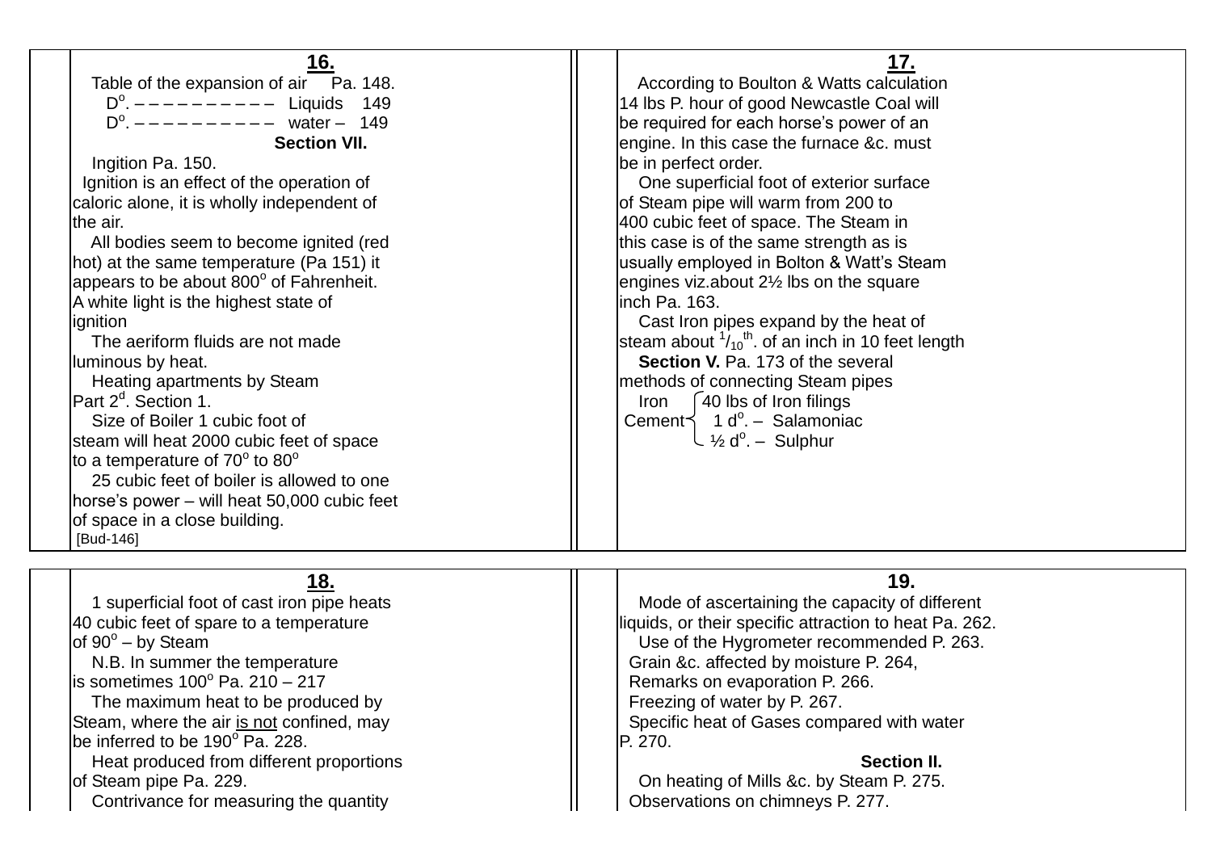## 16.

Table of the expansion of air  Pa. 148.

D$^{o}$. – – – – – – – – – –  Liquids  149

D$^{o}$. – – – – – – – – – – –  water –  149

**Section VII.**

Ingition Pa. 150.

Ignition is an effect of the operation of caloric alone, it is wholly independent of the air.

All bodies seem to become ignited (red hot) at the same temperature (Pa 151) it appears to be about 800$^{o}$ of Fahrenheit. A white light is the highest state of ignition

The aeriform fluids are not made luminous by heat.

Heating apartments by Steam Part 2$^{d}$. Section 1.

Size of Boiler 1 cubic foot of steam will heat 2000 cubic feet of space to a temperature of 70$^{o}$ to 80$^{o}$

25 cubic feet of boiler is allowed to one horse's power – will heat 50,000 cubic feet of space in a close building.

[Bud-146]

## 17.

According to Boulton & Watts calculation 14 lbs P. hour of good Newcastle Coal will be required for each horse's power of an engine. In this case the furnace &c. must be in perfect order.

One superficial foot of exterior surface of Steam pipe will warm from 200 to 400 cubic feet of space. The Steam in this case is of the same strength as is usually employed in Bolton & Watt's Steam engines viz.about 2½ lbs on the square inch Pa. 163.

Cast Iron pipes expand by the heat of steam about $^{1}/_{10}$$^{th}$. of an inch in 10 feet length

**Section V.** Pa. 173 of the several methods of connecting Steam pipes

Iron Cement:
- 40 lbs of Iron filings
- 1 d$^{o}$. – Salamoniac
- ½ d$^{o}$. – Sulphur

## 18.

1 superficial foot of cast iron pipe heats 40 cubic feet of spare to a temperature of 90$^{o}$ – by Steam

N.B. In summer the temperature is sometimes 100$^{o}$ Pa. 210 – 217

The maximum heat to be produced by Steam, where the air <u>is not</u> confined, may be inferred to be 190$^{o}$ Pa. 228.

Heat produced from different proportions of Steam pipe Pa. 229.

Contrivance for measuring the quantity

## 19.

Mode of ascertaining the capacity of different liquids, or their specific attraction to heat Pa. 262.

Use of the Hygrometer recommended P. 263.

Grain &c. affected by moisture P. 264,

Remarks on evaporation P. 266.

Freezing of water by P. 267.

Specific heat of Gases compared with water P. 270.

**Section II.**

On heating of Mills &c. by Steam P. 275.

Observations on chimneys P. 277.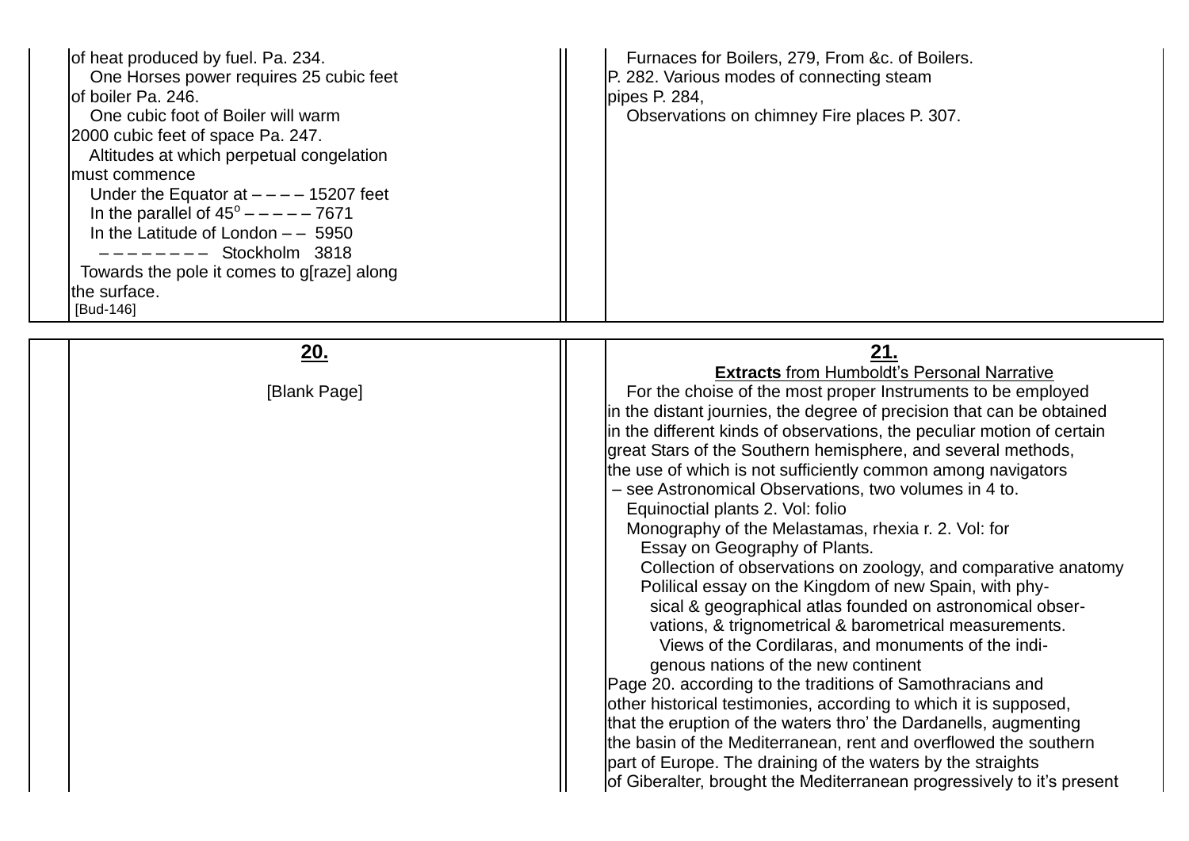of heat produced by fuel. Pa. 234.
One Horses power requires 25 cubic feet of boiler Pa. 246.
One cubic foot of Boiler will warm 2000 cubic feet of space Pa. 247.
Altitudes at which perpetual congelation must commence

Under the Equator at – – – – 15207 feet
In the parallel of 45$^{o}$ – – – – – 7671
In the Latitude of London – – 5950
– – – – – – – – Stockholm 3818

Towards the pole it comes to g[raze] along the surface.

[Bud-146]

Furnaces for Boilers, 279, From &c. of Boilers. P. 282. Various modes of connecting steam pipes P. 284,
Observations on chimney Fire places P. 307.

## 20.

[Blank Page]

## 21.

**Extracts** from Humboldt's Personal Narrative

For the choise of the most proper Instruments to be employed in the distant journies, the degree of precision that can be obtained in the different kinds of observations, the peculiar motion of certain great Stars of the Southern hemisphere, and several methods, the use of which is not sufficiently common among navigators – see Astronomical Observations, two volumes in 4 to.

Equinoctial plants 2. Vol: folio
Monography of the Melastamas, rhexia r. 2. Vol: for
Essay on Geography of Plants.
Collection of observations on zoology, and comparative anatomy
Polilical essay on the Kingdom of new Spain, with physical & geographical atlas founded on astronomical observations, & trignometrical & barometrical measurements.
Views of the Cordilaras, and monuments of the indigenous nations of the new continent

Page 20. according to the traditions of Samothracians and other historical testimonies, according to which it is supposed, that the eruption of the waters thro' the Dardanells, augmenting the basin of the Mediterranean, rent and overflowed the southern part of Europe. The draining of the waters by the straights of Giberalter, brought the Mediterranean progressively to it's present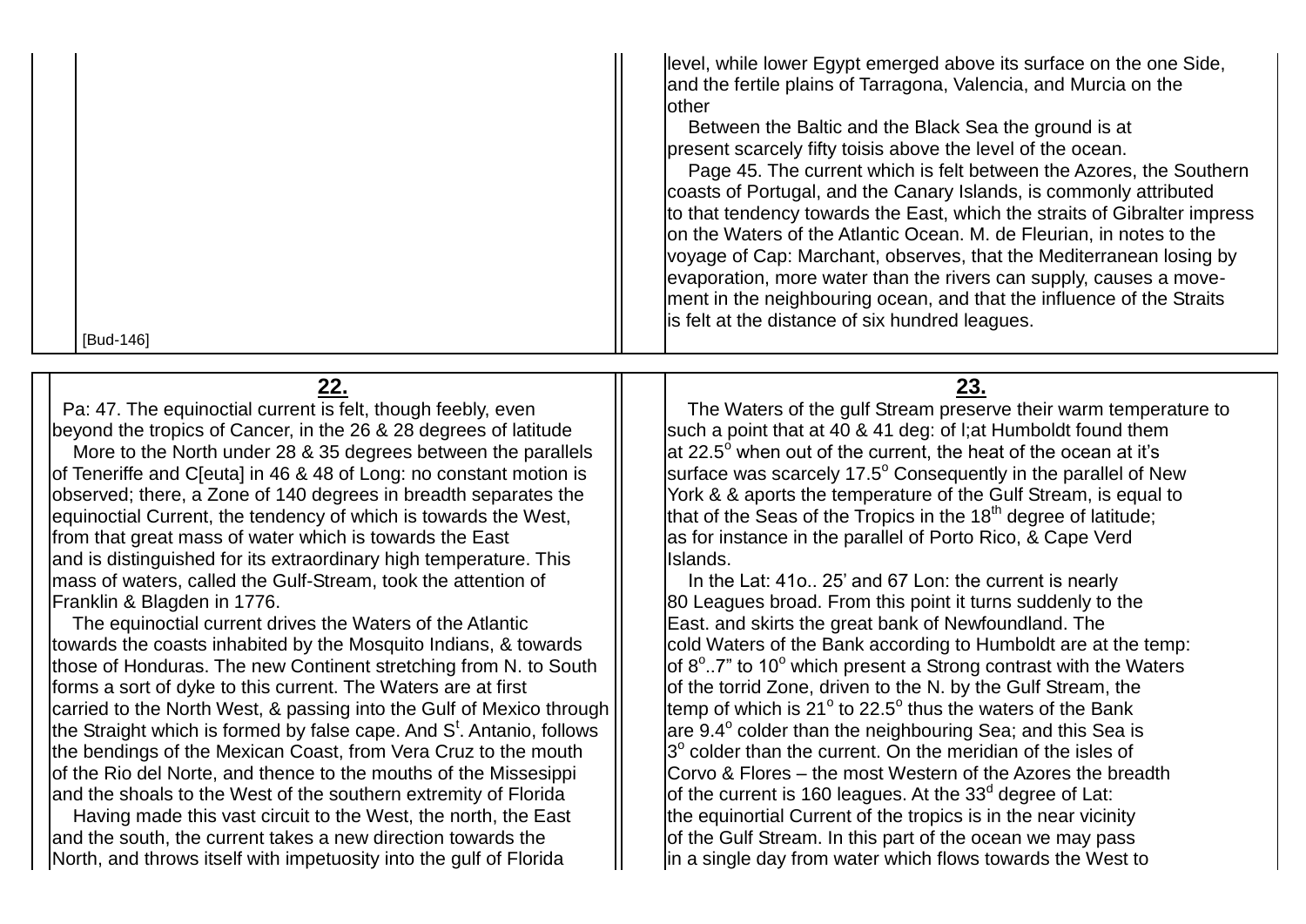level, while lower Egypt emerged above its surface on the one Side, and the fertile plains of Tarragona, Valencia, and Murcia on the other

Between the Baltic and the Black Sea the ground is at present scarcely fifty toisis above the level of the ocean.

Page 45. The current which is felt between the Azores, the Southern coasts of Portugal, and the Canary Islands, is commonly attributed to that tendency towards the East, which the straits of Gibralter impress on the Waters of the Atlantic Ocean. M. de Fleurian, in notes to the voyage of Cap: Marchant, observes, that the Mediterranean losing by evaporation, more water than the rivers can supply, causes a movement in the neighbouring ocean, and that the influence of the Straits is felt at the distance of six hundred leagues.

[Bud-146]

## 22.

Pa: 47. The equinoctial current is felt, though feebly, even beyond the tropics of Cancer, in the 26 & 28 degrees of latitude

More to the North under 28 & 35 degrees between the parallels of Teneriffe and C[euta] in 46 & 48 of Long: no constant motion is observed; there, a Zone of 140 degrees in breadth separates the equinoctial Current, the tendency of which is towards the West, from that great mass of water which is towards the East and is distinguished for its extraordinary high temperature. This mass of waters, called the Gulf-Stream, took the attention of Franklin & Blagden in 1776.

The equinoctial current drives the Waters of the Atlantic towards the coasts inhabited by the Mosquito Indians, & towards those of Honduras. The new Continent stretching from N. to South forms a sort of dyke to this current. The Waters are at first carried to the North West, & passing into the Gulf of Mexico through the Straight which is formed by false cape. And S[t]. Antanio, follows the bendings of the Mexican Coast, from Vera Cruz to the mouth of the Rio del Norte, and thence to the mouths of the Missesippi and the shoals to the West of the southern extremity of Florida

Having made this vast circuit to the West, the north, the East and the south, the current takes a new direction towards the North, and throws itself with impetuosity into the gulf of Florida

## 23.

The Waters of the gulf Stream preserve their warm temperature to such a point that at 40 & 41 deg: of l;at Humboldt found them at 22.5$^o$ when out of the current, the heat of the ocean at it's surface was scarcely 17.5$^o$ Consequently in the parallel of New York & & aports the temperature of the Gulf Stream, is equal to that of the Seas of the Tropics in the 18$^{th}$ degree of latitude; as for instance in the parallel of Porto Rico, & Cape Verd Islands.

In the Lat: 41o.. 25' and 67 Lon: the current is nearly 80 Leagues broad. From this point it turns suddenly to the East. and skirts the great bank of Newfoundland. The cold Waters of the Bank according to Humboldt are at the temp: of 8$^o$..7" to 10$^o$ which present a Strong contrast with the Waters of the torrid Zone, driven to the N. by the Gulf Stream, the temp of which is 21$^o$ to 22.5$^o$ thus the waters of the Bank are 9.4$^o$ colder than the neighbouring Sea; and this Sea is 3$^o$ colder than the current. On the meridian of the isles of Corvo & Flores – the most Western of the Azores the breadth of the current is 160 leagues. At the 33$^d$ degree of Lat: the equinortial Current of the tropics is in the near vicinity of the Gulf Stream. In this part of the ocean we may pass in a single day from water which flows towards the West to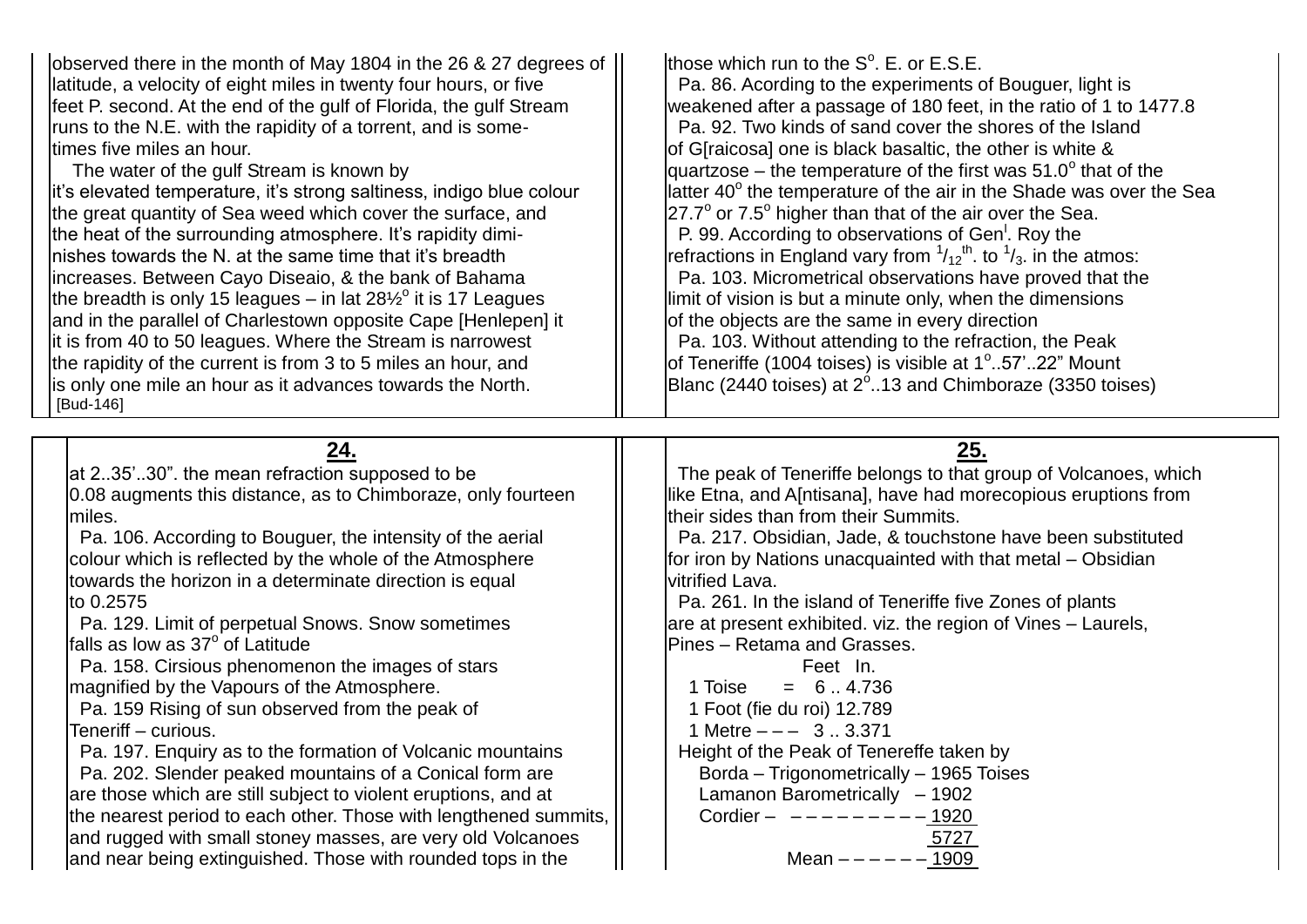observed there in the month of May 1804 in the 26 & 27 degrees of latitude, a velocity of eight miles in twenty four hours, or five feet P. second. At the end of the gulf of Florida, the gulf Stream runs to the N.E. with the rapidity of a torrent, and is sometimes five miles an hour.

The water of the gulf Stream is known by it's elevated temperature, it's strong saltiness, indigo blue colour the great quantity of Sea weed which cover the surface, and the heat of the surrounding atmosphere. It's rapidity diminishes towards the N. at the same time that it's breadth increases. Between Cayo Diseaio, & the bank of Bahama the breadth is only 15 leagues – in lat 28½$^o$ it is 17 Leagues and in the parallel of Charlestown opposite Cape [Henlepen] it it is from 40 to 50 leagues. Where the Stream is narrowest the rapidity of the current is from 3 to 5 miles an hour, and is only one mile an hour as it advances towards the North.
[Bud-146]

those which run to the S$^o$. E. or E.S.E.

Pa. 86. Acording to the experiments of Bouguer, light is weakened after a passage of 180 feet, in the ratio of 1 to 1477.8

Pa. 92. Two kinds of sand cover the shores of the Island of G[raicosa] one is black basaltic, the other is white & quartzose – the temperature of the first was 51.0$^o$ that of the latter 40$^o$ the temperature of the air in the Shade was over the Sea 27.7$^o$ or 7.5$^o$ higher than that of the air over the Sea.

P. 99. According to observations of Gen$^l$. Roy the refractions in England vary from $^1/_{12}$$^{th}$. to $^1/_3$. in the atmos:

Pa. 103. Micrometrical observations have proved that the limit of vision is but a minute only, when the dimensions of the objects are the same in every direction

Pa. 103. Without attending to the refraction, the Peak of Teneriffe (1004 toises) is visible at 1$^o$..57'..22" Mount Blanc (2440 toises) at 2$^o$..13 and Chimboraze (3350 toises)

## 24.

at 2..35'..30". the mean refraction supposed to be 0.08 augments this distance, as to Chimboraze, only fourteen miles.

Pa. 106. According to Bouguer, the intensity of the aerial colour which is reflected by the whole of the Atmosphere towards the horizon in a determinate direction is equal to 0.2575

Pa. 129. Limit of perpetual Snows. Snow sometimes falls as low as 37$^o$ of Latitude

Pa. 158. Cirsious phenomenon the images of stars magnified by the Vapours of the Atmosphere.

Pa. 159 Rising of sun observed from the peak of Teneriff – curious.

Pa. 197. Enquiry as to the formation of Volcanic mountains

Pa. 202. Slender peaked mountains of a Conical form are are those which are still subject to violent eruptions, and at the nearest period to each other. Those with lengthened summits, and rugged with small stoney masses, are very old Volcanoes and near being extinguished. Those with rounded tops in the

## 25.

The peak of Teneriffe belongs to that group of Volcanoes, which like Etna, and A[ntisana], have had morecopious eruptions from their sides than from their Summits.

Pa. 217. Obsidian, Jade, & touchstone have been substituted for iron by Nations unacquainted with that metal – Obsidian vitrified Lava.

Pa. 261. In the island of Teneriffe five Zones of plants are at present exhibited. viz. the region of Vines – Laurels, Pines – Retama and Grasses.

| | Feet In. |
|---|---|
| 1 Toise = | 6 .. 4.736 |
| 1 Foot (fie du roi) | 12.789 |
| 1 Metre – – – | 3 .. 3.371 |

Height of the Peak of Tenereffe taken by

| | |
|---|---|
| Borda – Trigonometrically – | 1965 Toises |
| Lamanon Barometrically – | 1902 |
| Cordier – – – – – – – – – – – | 1920 |
| | 5727 |
| Mean – – – – – – | 1909 |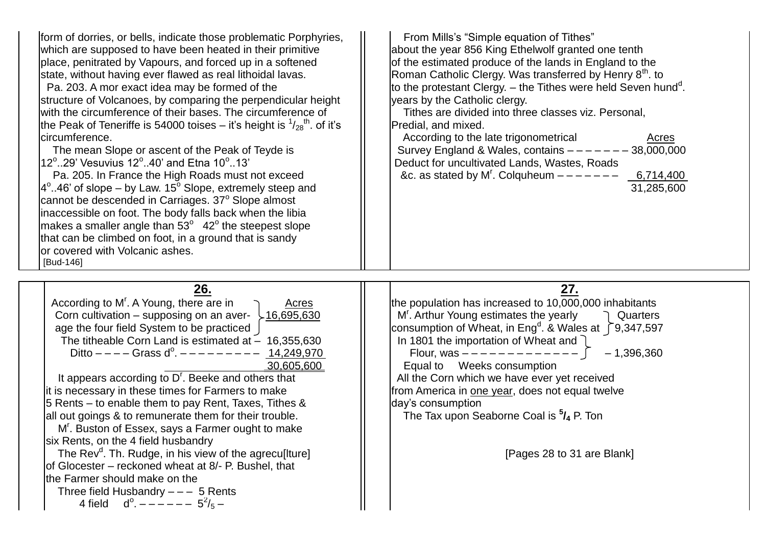form of dorries, or bells, indicate those problematic Porphyries, which are supposed to have been heated in their primitive place, penitrated by Vapours, and forced up in a softened state, without having ever flawed as real lithoidal lavas.

Pa. 203. A mor exact idea may be formed of the structure of Volcanoes, by comparing the perpendicular height with the circumference of their bases. The circumference of the Peak of Teneriffe is 54000 toises – it's height is $^{1}/_{28}$th. of it's circumference.

The mean Slope or ascent of the Peak of Teyde is 12°..29' Vesuvius 12°..40' and Etna 10°..13'

Pa. 205. In France the High Roads must not exceed 4°..46' of slope – by Law. 15° Slope, extremely steep and cannot be descended in Carriages. 37° Slope almost inaccessible on foot. The body falls back when the libia makes a smaller angle than 53° 42° the steepest slope that can be climbed on foot, in a ground that is sandy or covered with Volcanic ashes.

[Bud-146]

From Mills's "Simple equation of Tithes" about the year 856 King Ethelwolf granted one tenth of the estimated produce of the lands in England to the Roman Catholic Clergy. Was transferred by Henry 8th. to to the protestant Clergy. – the Tithes were held Seven hundd. years by the Catholic clergy.

Tithes are divided into three classes viz. Personal, Predial, and mixed.

| | Acres |
|---|---|
| According to the late trigonometrical Survey England & Wales, contains – – – – – – – | 38,000,000 |
| Deduct for uncultivated Lands, Wastes, Roads &c. as stated by Mr. Colquheum – – – – – – – | 6,714,400 |
| | 31,285,600 |

## 26.

| | Acres |
|---|---|
| According to Mr. A Young, there are in Corn cultivation – supposing on an average the four field System to be practiced | 16,695,630 |
| The titheable Corn Land is estimated at – | 16,355,630 |
| Ditto – – – – Grass do. – – – – – – – – – – | 14,249,970 |
| | 30,605,600 |

It appears according to Dr. Beeke and others that it is necessary in these times for Farmers to make 5 Rents – to enable them to pay Rent, Taxes, Tithes & all out goings & to remunerate them for their trouble.

Mr. Buston of Essex, says a Farmer ought to make six Rents, on the 4 field husbandry

The Revd. Th. Rudge, in his view of the agrecu[lture] of Glocester – reckoned wheat at 8/- P. Bushel, that the Farmer should make on the

Three field Husbandry – – – 5 Rents

4 field do. – – – – – – $5^{2}/_{5}$ –

## 27.

the population has increased to 10,000,000 inhabitants

| | Quarters |
|---|---|
| Mr. Arthur Young estimates the yearly consumption of Wheat, in Engd. & Wales at | 9,347,597 |
| In 1801 the importation of Wheat and Flour, was – – – – – – – – – – – – – | – 1,396,360 |

Equal to Weeks consumption

All the Corn which we have ever yet received from America in one year, does not equal twelve day's consumption

The Tax upon Seaborne Coal is **$^{5}/_{4}$** P. Ton

[Pages 28 to 31 are Blank]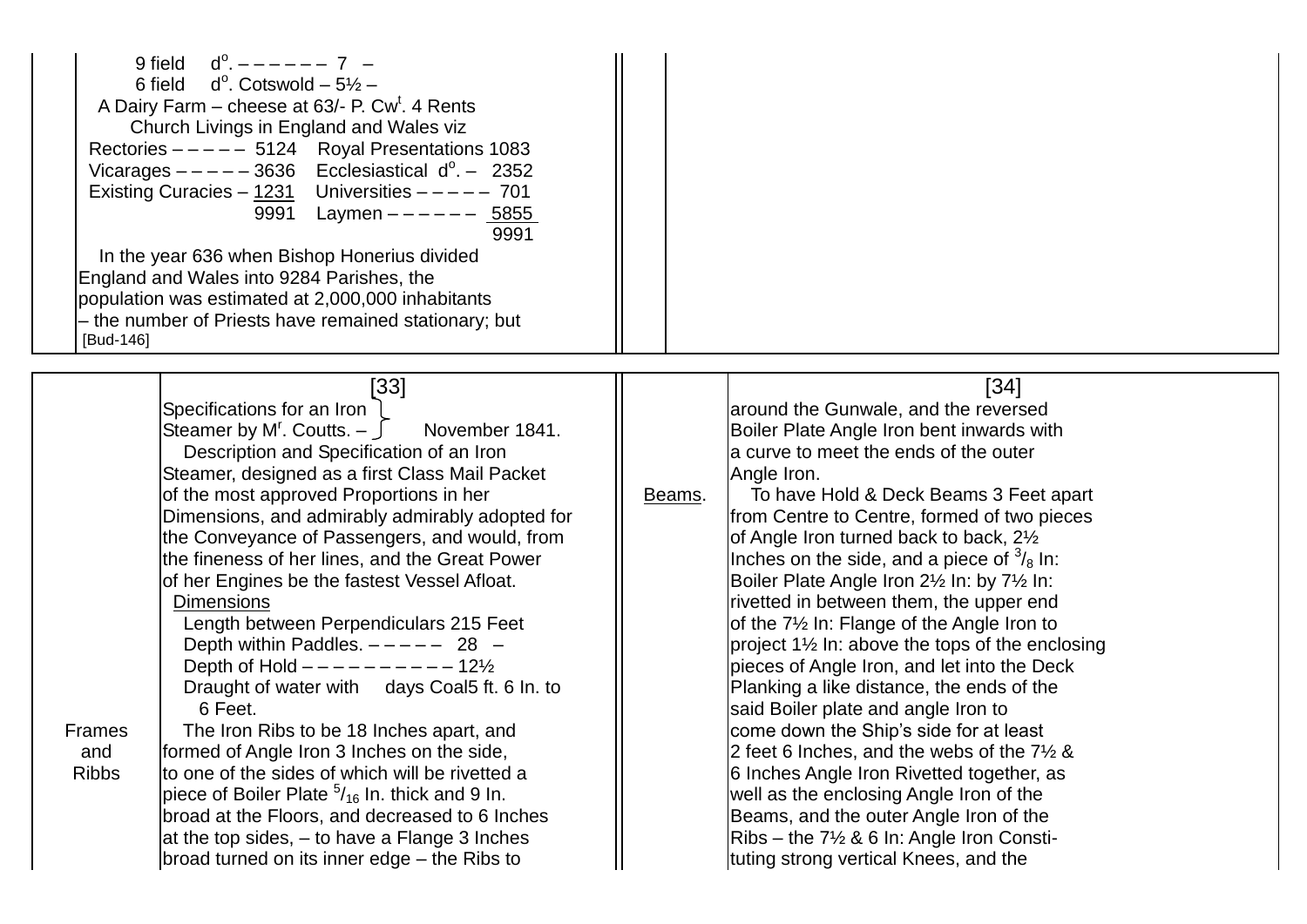9 field d$^{o}$. – – – – – – 7 –
6 field d$^{o}$. Cotswold – 5½ –
A Dairy Farm – cheese at 63/- P. Cw$^{t}$. 4 Rents
Church Livings in England and Wales viz

| | | | |
|---|---|---|---|
| Rectories – – – – – | 5124 | Royal Presentations | 1083 |
| Vicarages – – – – – | 3636 | Ecclesiastical d$^{o}$. – | 2352 |
| Existing Curacies – | 1231 | Universities – – – – – | 701 |
| | 9991 | Laymen – – – – – – | 5855 |
| | | | 9991 |

In the year 636 when Bishop Honerius divided England and Wales into 9284 Parishes, the population was estimated at 2,000,000 inhabitants – the number of Priests have remained stationary; but
[Bud-146]

[33]

Specifications for an Iron Steamer by M$^{r}$. Coutts. – November 1841.

Description and Specification of an Iron Steamer, designed as a first Class Mail Packet of the most approved Proportions in her Dimensions, and admirably admirably adopted for the Conveyance of Passengers, and would, from the fineness of her lines, and the Great Power of her Engines be the fastest Vessel Afloat.

Dimensions
Length between Perpendiculars 215 Feet
Depth within Paddles. – – – – – 28 –
Depth of Hold – – – – – – – – – – 12½
Draught of water with days Coal5 ft. 6 In. to 6 Feet.

Frames and Ribbs
The Iron Ribs to be 18 Inches apart, and formed of Angle Iron 3 Inches on the side, to one of the sides of which will be rivetted a piece of Boiler Plate $^{5}/_{16}$ In. thick and 9 In. broad at the Floors, and decreased to 6 Inches at the top sides, – to have a Flange 3 Inches broad turned on its inner edge – the Ribs to

[34]

around the Gunwale, and the reversed Boiler Plate Angle Iron bent inwards with a curve to meet the ends of the outer Angle Iron.

Beams.
To have Hold & Deck Beams 3 Feet apart from Centre to Centre, formed of two pieces of Angle Iron turned back to back, 2½ Inches on the side, and a piece of $^{3}/_{8}$ In: Boiler Plate Angle Iron 2½ In: by 7½ In: rivetted in between them, the upper end of the 7½ In: Flange of the Angle Iron to project 1½ In: above the tops of the enclosing pieces of Angle Iron, and let into the Deck Planking a like distance, the ends of the said Boiler plate and angle Iron to come down the Ship's side for at least 2 feet 6 Inches, and the webs of the 7½ & 6 Inches Angle Iron Rivetted together, as well as the enclosing Angle Iron of the Beams, and the outer Angle Iron of the Ribs – the 7½ & 6 In: Angle Iron Constituting strong vertical Knees, and the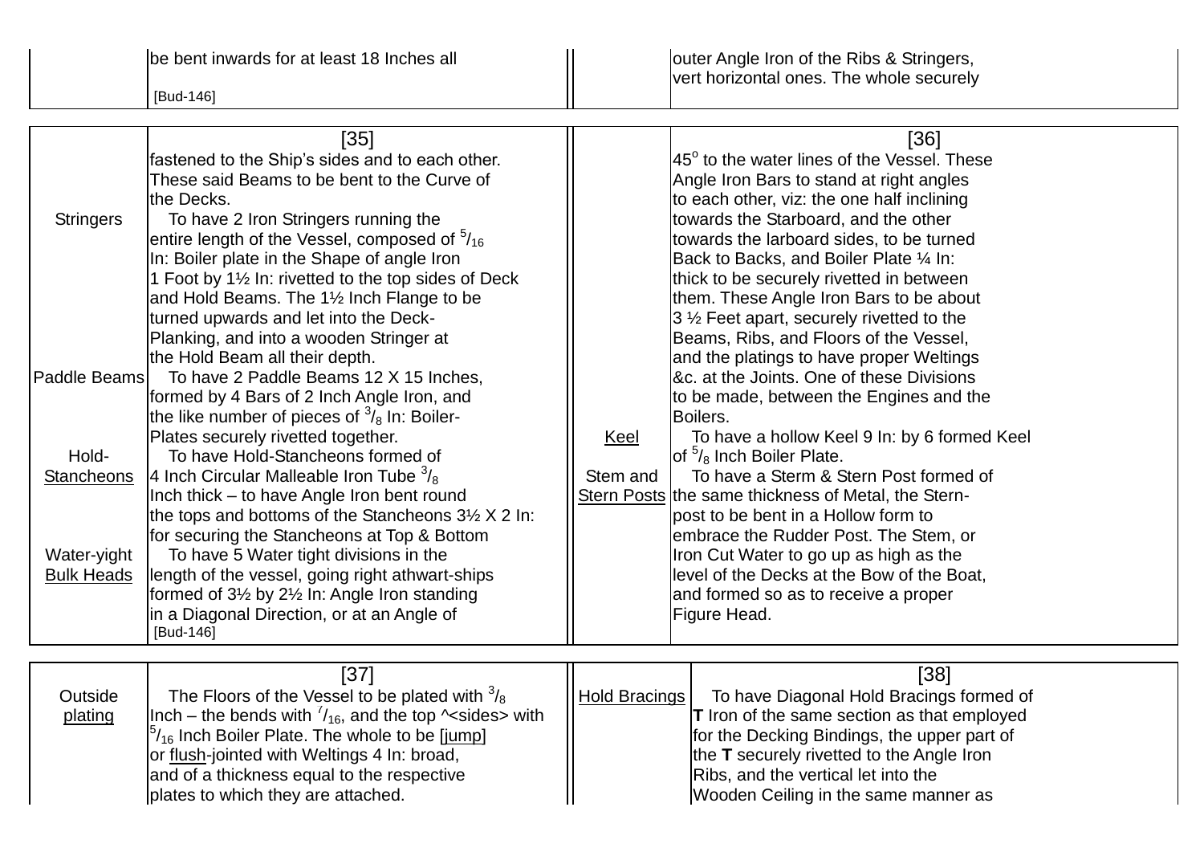| | be bent inwards for at least 18 Inches all<br>[Bud-146] | | outer Angle Iron of the Ribs & Stringers, vert horizontal ones. The whole securely |
|---|---|---|---|

| | [35] | | [36] |
|---|---|---|---|
| | fastened to the Ship's sides and to each other. These said Beams to be bent to the Curve of the Decks. | | $45^{o}$ to the water lines of the Vessel. These Angle Iron Bars to stand at right angles to each other, viz: the one half inclining towards the Starboard, and the other towards the larboard sides, to be turned Back to Backs, and Boiler Plate ¼ In: thick to be securely rivetted in between them. These Angle Iron Bars to be about 3 ½ Feet apart, securely rivetted to the Beams, Ribs, and Floors of the Vessel, and the platings to have proper Weltings &c. at the Joints. One of these Divisions to be made, between the Engines and the Boilers. |
| Stringers | To have 2 Iron Stringers running the entire length of the Vessel, composed of $^{5}/_{16}$ In: Boiler plate in the Shape of angle Iron 1 Foot by 1½ In: rivetted to the top sides of Deck and Hold Beams. The 1½ Inch Flange to be turned upwards and let into the Deck-Planking, and into a wooden Stringer at the Hold Beam all their depth. | | |
| Paddle Beams | To have 2 Paddle Beams 12 X 15 Inches, formed by 4 Bars of 2 Inch Angle Iron, and the like number of pieces of $^{3}/_{8}$ In: Boiler-Plates securely rivetted together. | Keel | To have a hollow Keel 9 In: by 6 formed Keel of $^{5}/_{8}$ Inch Boiler Plate. |
| Hold-Stancheons | To have Hold-Stancheons formed of 4 Inch Circular Malleable Iron Tube $^{3}/_{8}$ Inch thick – to have Angle Iron bent round the tops and bottoms of the Stancheons 3½ X 2 In: for securing the Stancheons at Top & Bottom | Stem and Stern Posts | To have a Sterm & Stern Post formed of the same thickness of Metal, the Stern-post to be bent in a Hollow form to embrace the Rudder Post. The Stem, or Iron Cut Water to go up as high as the level of the Decks at the Bow of the Boat, and formed so as to receive a proper Figure Head. |
| Water-yight Bulk Heads | To have 5 Water tight divisions in the length of the vessel, going right athwart-ships formed of 3½ by 2½ In: Angle Iron standing in a Diagonal Direction, or at an Angle of<br>[Bud-146] | | |

| | [37] | | [38] |
|---|---|---|---|
| Outside plating | The Floors of the Vessel to be plated with $^{3}/_{8}$ Inch – the bends with $^{7}/_{16}$, and the top ^<sides> with $^{5}/_{16}$ Inch Boiler Plate. The whole to be [jump] or flush-jointed with Weltings 4 In: broad, and of a thickness equal to the respective plates to which they are attached. | Hold Bracings | To have Diagonal Hold Bracings formed of **T** Iron of the same section as that employed for the Decking Bindings, the upper part of the **T** securely rivetted to the Angle Iron Ribs, and the vertical let into the Wooden Ceiling in the same manner as |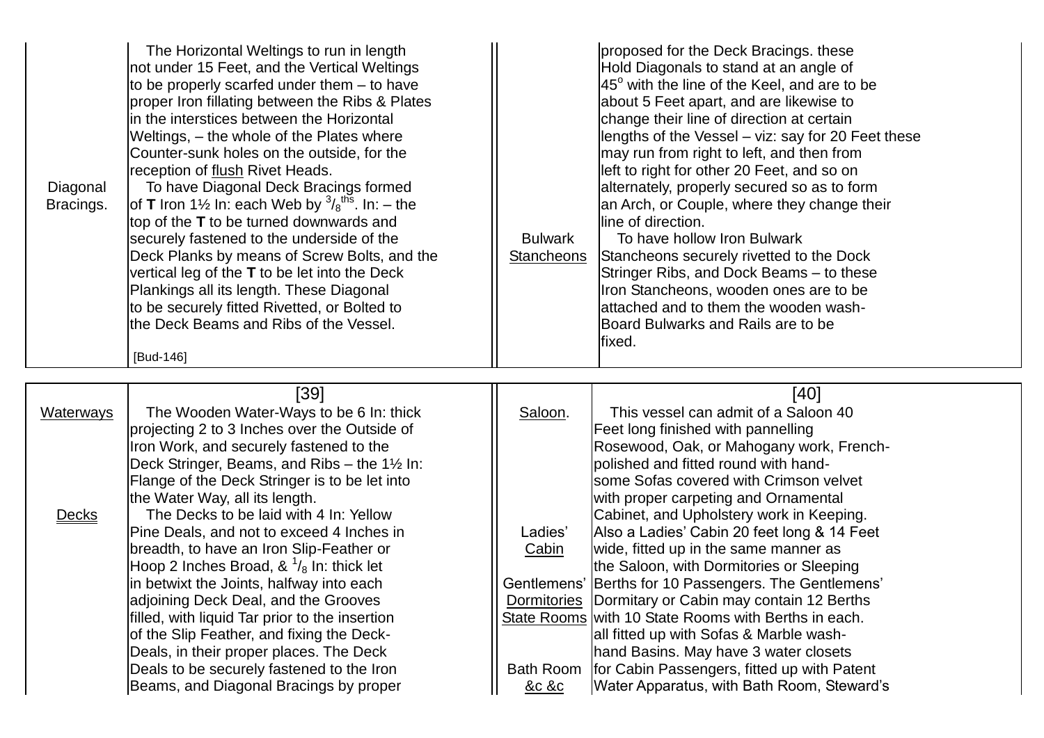| | | | |
|---|---|---|---|
| Diagonal Bracings. | The Horizontal Weltings to run in length not under 15 Feet, and the Vertical Weltings to be properly scarfed under them – to have proper Iron fillating between the Ribs & Plates in the interstices between the Horizontal Weltings, – the whole of the Plates where Counter-sunk holes on the outside, for the reception of <u>flush</u> Rivet Heads. To have <u>Diagonal</u> Deck Bracings formed of **T** Iron 1½ In: each Web by $^{3}/_{8}$ths. In: – the top of the **T** to be turned downwards and securely fastened to the underside of the Deck Planks by means of Screw Bolts, and the vertical leg of the **T** to be let into the Deck Plankings all its length. These Diagonal to be securely fitted Rivetted, or Bolted to the Deck Beams and Ribs of the Vessel. [Bud-146] | <u>Bulwark Stancheons</u> | proposed for the Deck Bracings. these Hold Diagonals to stand at an angle of 45° with the line of the Keel, and are to be about 5 Feet apart, and are likewise to change their line of direction at certain lengths of the Vessel – viz: say for 20 Feet these may run from right to left, and then from left to right for other 20 Feet, and so on alternately, properly secured so as to form an Arch, or Couple, where they change their line of direction. To have hollow Iron Bulwark Stancheons securely rivetted to the Dock Stringer Ribs, and Dock Beams – to these Iron Stancheons, wooden ones are to be attached and to them the wooden wash-Board Bulwarks and Rails are to be fixed. |

| | [39] | | [40] |
|---|---|---|---|
| <u>Waterways</u><br><br><u>Decks</u> | The Wooden Water-Ways to be 6 In: thick projecting 2 to 3 Inches over the Outside of Iron Work, and securely fastened to the Deck Stringer, Beams, and Ribs – the 1½ In: Flange of the Deck Stringer is to be let into the Water Way, all its length. The Decks to be laid with 4 In: Yellow Pine Deals, and not to exceed 4 Inches in breadth, to have an Iron Slip-Feather or Hoop 2 Inches Broad, & $^{1}/_{8}$ In: thick let in betwixt the Joints, halfway into each adjoining Deck Deal, and the Grooves filled, with liquid Tar prior to the insertion of the Slip Feather, and fixing the Deck-Deals, in their proper places. The Deck Deals to be securely fastened to the Iron Beams, and Diagonal Bracings by proper | <u>Saloon</u>.<br><br>Ladies' <u>Cabin</u><br><br>Gentlemens' <u>Dormitories</u> <u>State Rooms</u><br><br>Bath Room <u>&c &c</u> | This vessel can admit of a Saloon 40 Feet long finished with pannelling Rosewood, Oak, or Mahogany work, French-polished and fitted round with hand-some Sofas covered with Crimson velvet with proper carpeting and Ornamental Cabinet, and Upholstery work in Keeping. Also a Ladies' Cabin 20 feet long & 14 Feet wide, fitted up in the same manner as the Saloon, with Dormitories or Sleeping Berths for 10 Passengers. The Gentlemens' Dormitary or Cabin may contain 12 Berths with 10 State Rooms with Berths in each. all fitted up with Sofas & Marble wash-hand Basins. May have 3 water closets for Cabin Passengers, fitted up with Patent Water Apparatus, with Bath Room, Steward's |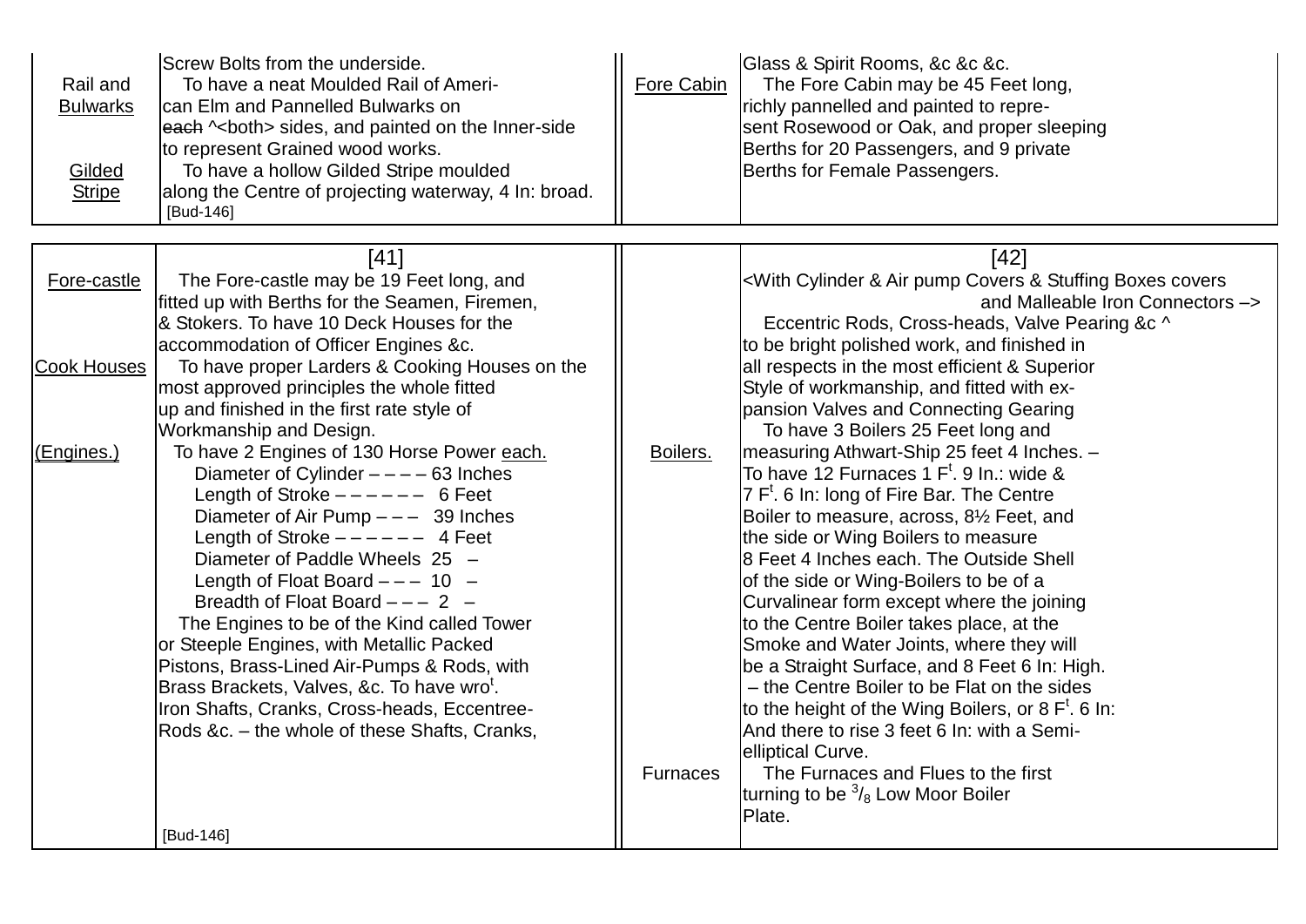| | | | |
|---|---|---|---|
| Rail and Bulwarks | Screw Bolts from the underside. To have a neat Moulded Rail of American Elm and Pannelled Bulwarks on ~~each~~ ^<both> sides, and painted on the Inner-side to represent Grained wood works. | Fore Cabin | Glass & Spirit Rooms, &c &c &c. The Fore Cabin may be 45 Feet long, richly pannelled and painted to represent Rosewood or Oak, and proper sleeping Berths for 20 Passengers, and 9 private Berths for Female Passengers. |
| Gilded Stripe | To have a hollow Gilded Stripe moulded along the Centre of projecting waterway, 4 In: broad. [Bud-146] | | |

| | [41] | | [42] |
|---|---|---|---|
| Fore-castle | The Fore-castle may be 19 Feet long, and fitted up with Berths for the Seamen, Firemen, & Stokers. To have 10 Deck Houses for the accommodation of Officer Engines &c. | | <With Cylinder & Air pump Covers & Stuffing Boxes covers and Malleable Iron Connectors –> Eccentric Rods, Cross-heads, Valve Pearing &c ^ to be bright polished work, and finished in all respects in the most efficient & Superior Style of workmanship, and fitted with expansion Valves and Connecting Gearing |
| Cook Houses | To have proper Larders & Cooking Houses on the most approved principles the whole fitted up and finished in the first rate style of Workmanship and Design. | Boilers. | To have 3 Boilers 25 Feet long and measuring Athwart-Ship 25 feet 4 Inches. – To have 12 Furnaces 1 F$^{t}$. 9 In.: wide & 7 F$^{t}$. 6 In: long of Fire Bar. The Centre Boiler to measure, across, 8½ Feet, and the side or Wing Boilers to measure 8 Feet 4 Inches each. The Outside Shell of the side or Wing-Boilers to be of a Curvalinear form except where the joining to the Centre Boiler takes place, at the Smoke and Water Joints, where they will be a Straight Surface, and 8 Feet 6 In: High. – the Centre Boiler to be Flat on the sides to the height of the Wing Boilers, or 8 F$^{t}$. 6 In: And there to rise 3 feet 6 In: with a Semi-elliptical Curve. |
| (Engines.) | To have 2 Engines of 130 Horse Power each.<br>Diameter of Cylinder – – – – 63 Inches<br>Length of Stroke – – – – – – 6 Feet<br>Diameter of Air Pump – – – 39 Inches<br>Length of Stroke – – – – – – 4 Feet<br>Diameter of Paddle Wheels 25 –<br>Length of Float Board – – – 10 –<br>Breadth of Float Board – – – 2 –<br>The Engines to be of the Kind called Tower or Steeple Engines, with Metallic Packed Pistons, Brass-Lined Air-Pumps & Rods, with Brass Brackets, Valves, &c. To have wro$^{t}$. Iron Shafts, Cranks, Cross-heads, Eccentree-Rods &c. – the whole of these Shafts, Cranks, [Bud-146] | Furnaces | The Furnaces and Flues to the first turning to be $^{3}/_{8}$ Low Moor Boiler Plate. |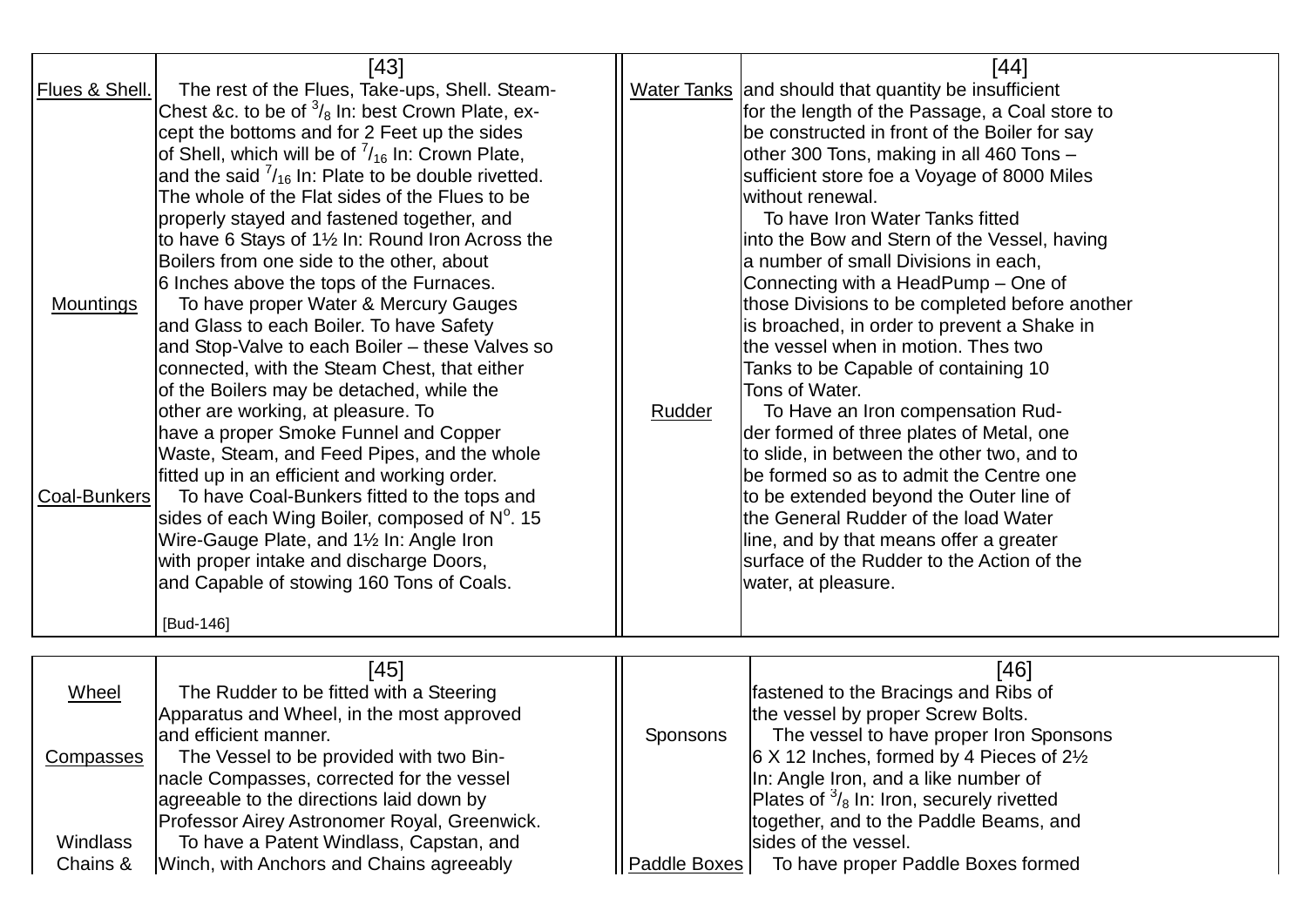| | [43] | | [44] |
|---|---|---|---|
| Flues & Shell. | The rest of the Flues, Take-ups, Shell. Steam-Chest &c. to be of $^{3}/_{8}$ In: best Crown Plate, except the bottoms and for 2 Feet up the sides of Shell, which will be of $^{7}/_{16}$ In: Crown Plate, and the said $^{7}/_{16}$ In: Plate to be double rivetted. The whole of the Flat sides of the Flues to be properly stayed and fastened together, and to have 6 Stays of 1½ In: Round Iron Across the Boilers from one side to the other, about 6 Inches above the tops of the Furnaces. | Water Tanks | and should that quantity be insufficient for the length of the Passage, a Coal store to be constructed in front of the Boiler for say other 300 Tons, making in all 460 Tons – sufficient store foe a Voyage of 8000 Miles without renewal. To have Iron Water Tanks fitted into the Bow and Stern of the Vessel, having a number of small Divisions in each, Connecting with a HeadPump – One of those Divisions to be completed before another is broached, in order to prevent a Shake in the vessel when in motion. Thes two Tanks to be Capable of containing 10 Tons of Water. |
| Mountings | To have proper Water & Mercury Gauges and Glass to each Boiler. To have Safety and Stop-Valve to each Boiler – these Valves so connected, with the Steam Chest, that either of the Boilers may be detached, while the other are working, at pleasure. To have a proper Smoke Funnel and Copper Waste, Steam, and Feed Pipes, and the whole fitted up in an efficient and working order. | Rudder | To Have an Iron compensation Rudder formed of three plates of Metal, one to slide, in between the other two, and to be formed so as to admit the Centre one to be extended beyond the Outer line of the General Rudder of the load Water line, and by that means offer a greater surface of the Rudder to the Action of the water, at pleasure. |
| Coal-Bunkers | To have Coal-Bunkers fitted to the tops and sides of each Wing Boiler, composed of N°. 15 Wire-Gauge Plate, and 1½ In: Angle Iron with proper intake and discharge Doors, and Capable of stowing 160 Tons of Coals. [Bud-146] | | |

| | [45] | | [46] |
|---|---|---|---|
| Wheel | The Rudder to be fitted with a Steering Apparatus and Wheel, in the most approved and efficient manner. | | fastened to the Bracings and Ribs of the vessel by proper Screw Bolts. |
| Compasses | The Vessel to be provided with two Binnacle Compasses, corrected for the vessel agreeable to the directions laid down by Professor Airey Astronomer Royal, Greenwick. | Sponsons | The vessel to have proper Iron Sponsons 6 X 12 Inches, formed by 4 Pieces of 2½ In: Angle Iron, and a like number of Plates of $^{3}/_{8}$ In: Iron, securely rivetted together, and to the Paddle Beams, and sides of the vessel. |
| Windlass Chains & | To have a Patent Windlass, Capstan, and Winch, with Anchors and Chains agreeably | Paddle Boxes | To have proper Paddle Boxes formed |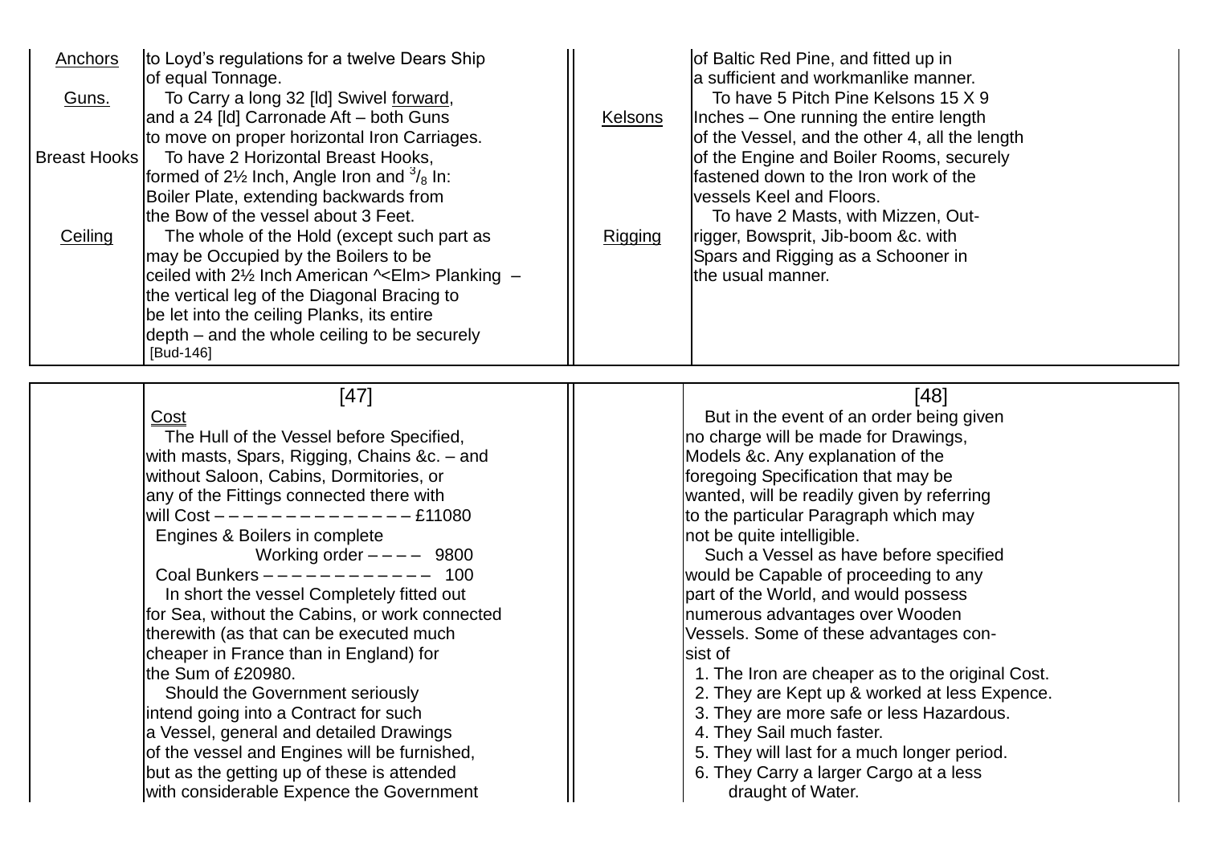| | | | |
|---|---|---|---|
| Anchors | to Loyd's regulations for a twelve Dears Ship of equal Tonnage. | | of Baltic Red Pine, and fitted up in a sufficient and workmanlike manner. |
| Guns. | To Carry a long 32 [ld] Swivel forward, and a 24 [ld] Carronade Aft – both Guns to move on proper horizontal Iron Carriages. | Kelsons | To have 5 Pitch Pine Kelsons 15 X 9 Inches – One running the entire length of the Vessel, and the other 4, all the length of the Engine and Boiler Rooms, securely fastened down to the Iron work of the vessels Keel and Floors. |
| Breast Hooks | To have 2 Horizontal Breast Hooks, formed of 2½ Inch, Angle Iron and 3/8 In: Boiler Plate, extending backwards from the Bow of the vessel about 3 Feet. | | |
| Ceiling | The whole of the Hold (except such part as may be Occupied by the Boilers to be ceiled with 2½ Inch American ^<Elm> Planking – the vertical leg of the Diagonal Bracing to be let into the ceiling Planks, its entire depth – and the whole ceiling to be securely [Bud-146] | Rigging | To have 2 Masts, with Mizzen, Outrigger, Bowsprit, Jib-boom &c. with Spars and Rigging as a Schooner in the usual manner. |

[47]

Cost

The Hull of the Vessel before Specified, with masts, Spars, Rigging, Chains &c. – and without Saloon, Cabins, Dormitories, or any of the Fittings connected there with will Cost – – – – – – – – – – – – – – £11080

Engines & Boilers in complete Working order – – – – 9800

Coal Bunkers – – – – – – – – – – – – 100

In short the vessel Completely fitted out for Sea, without the Cabins, or work connected therewith (as that can be executed much cheaper in France than in England) for the Sum of £20980.

Should the Government seriously intend going into a Contract for such a Vessel, general and detailed Drawings of the vessel and Engines will be furnished, but as the getting up of these is attended with considerable Expence the Government

[48]

But in the event of an order being given no charge will be made for Drawings, Models &c. Any explanation of the foregoing Specification that may be wanted, will be readily given by referring to the particular Paragraph which may not be quite intelligible.

Such a Vessel as have before specified would be Capable of proceeding to any part of the World, and would possess numerous advantages over Wooden Vessels. Some of these advantages consist of

1. The Iron are cheaper as to the original Cost.
2. They are Kept up & worked at less Expence.
3. They are more safe or less Hazardous.
4. They Sail much faster.
5. They will last for a much longer period.
6. They Carry a larger Cargo at a less draught of Water.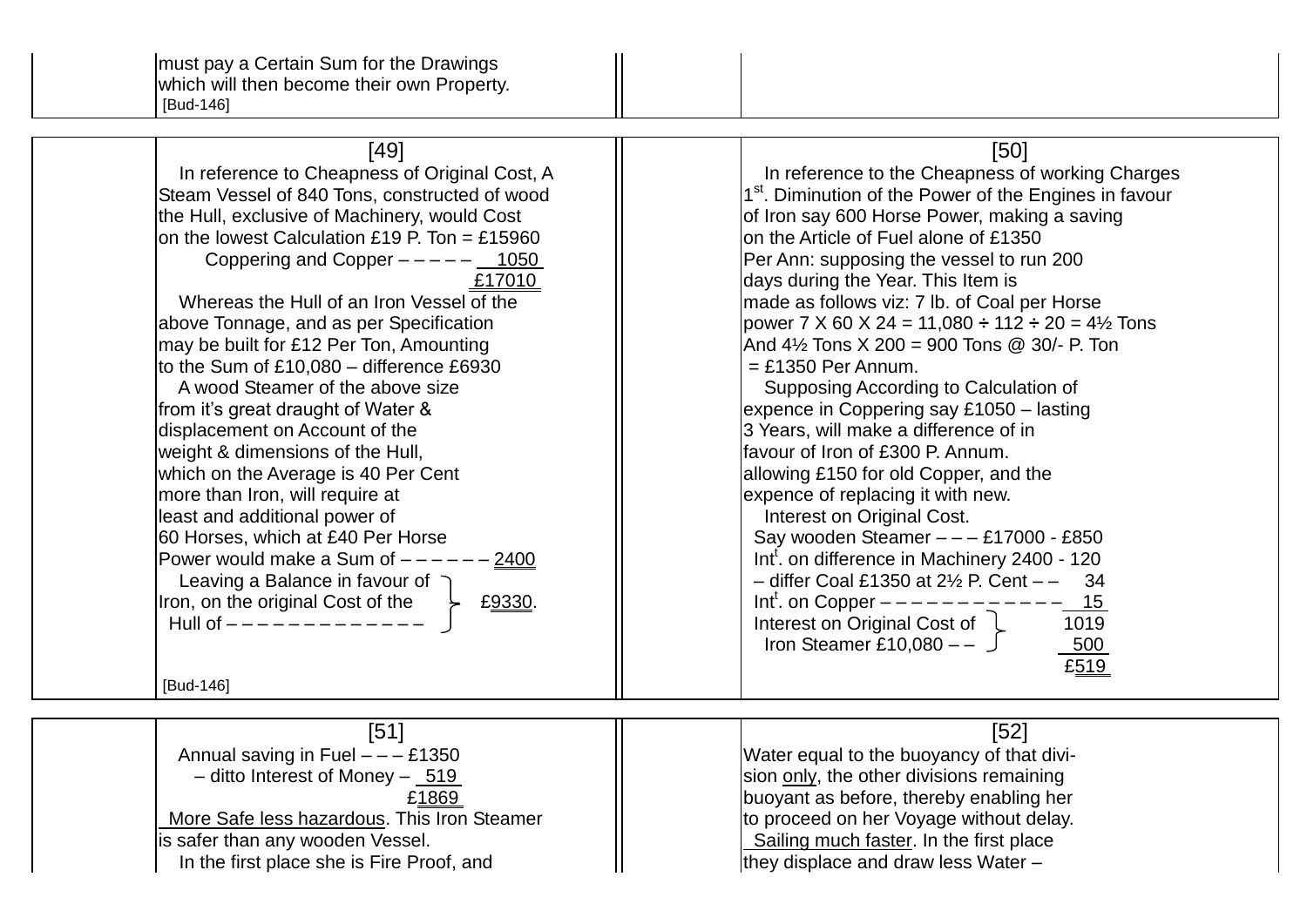must pay a Certain Sum for the Drawings
which will then become their own Property.
[Bud-146]

[49]

In reference to Cheapness of Original Cost, A Steam Vessel of 840 Tons, constructed of wood the Hull, exclusive of Machinery, would Cost on the lowest Calculation £19 P. Ton = £15960

Coppering and Copper – – – – – 1050

£17010

Whereas the Hull of an Iron Vessel of the above Tonnage, and as per Specification may be built for £12 Per Ton, Amounting to the Sum of £10,080 – difference £6930

A wood Steamer of the above size from it's great draught of Water & displacement on Account of the weight & dimensions of the Hull, which on the Average is 40 Per Cent more than Iron, will require at least and additional power of 60 Horses, which at £40 Per Horse Power would make a Sum of – – – – – – 2400

Leaving a Balance in favour of Iron, on the original Cost of the Hull of – – – – – – – – – – – – – } £9330.

[Bud-146]

[50]

In reference to the Cheapness of working Charges

1st. Diminution of the Power of the Engines in favour of Iron say 600 Horse Power, making a saving on the Article of Fuel alone of £1350 Per Ann: supposing the vessel to run 200 days during the Year. This Item is made as follows viz: 7 lb. of Coal per Horse power 7 X 60 X 24 = 11,080 ÷ 112 ÷ 20 = 4½ Tons And 4½ Tons X 200 = 900 Tons @ 30/- P. Ton = £1350 Per Annum.

Supposing According to Calculation of expence in Coppering say £1050 – lasting 3 Years, will make a difference of in favour of Iron of £300 P. Annum. allowing £150 for old Copper, and the expence of replacing it with new.

Interest on Original Cost.

Say wooden Steamer – – – £17000 - £850
Intt. on difference in Machinery 2400 - 120
– differ Coal £1350 at 2½ P. Cent – – 34
Intt. on Copper – – – – – – – – – – – – 15
Interest on Original Cost of Iron Steamer £10,080 – – } 1019
500
£519

[51]

Annual saving in Fuel – – – £1350
– ditto Interest of Money – 519
£1869

More Safe less hazardous. This Iron Steamer is safer than any wooden Vessel.

In the first place she is Fire Proof, and

[52]

Water equal to the buoyancy of that division only, the other divisions remaining buoyant as before, thereby enabling her to proceed on her Voyage without delay.

Sailing much faster. In the first place they displace and draw less Water –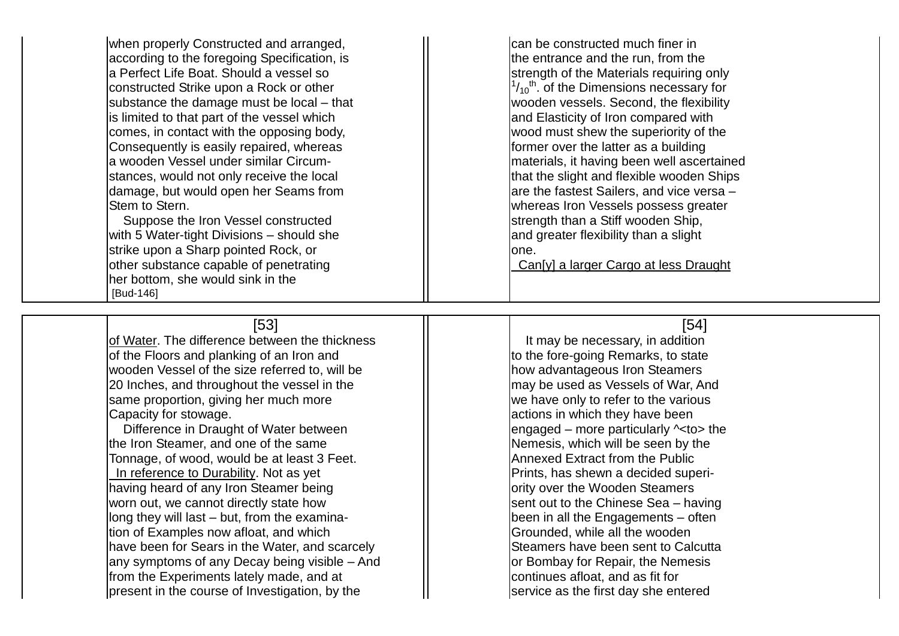when properly Constructed and arranged,
according to the foregoing Specification, is
a Perfect Life Boat. Should a vessel so
constructed Strike upon a Rock or other
substance the damage must be local – that
is limited to that part of the vessel which
comes, in contact with the opposing body,
Consequently is easily repaired, whereas
a wooden Vessel under similar Circum-
stances, would not only receive the local
damage, but would open her Seams from
Stem to Stern.

Suppose the Iron Vessel constructed
with 5 Water-tight Divisions – should she
strike upon a Sharp pointed Rock, or
other substance capable of penetrating
her bottom, she would sink in the

[Bud-146]

can be constructed much finer in
the entrance and the run, from the
strength of the Materials requiring only
$^{1}/_{10}$th. of the Dimensions necessary for
wooden vessels. Second, the flexibility
and Elasticity of Iron compared with
wood must shew the superiority of the
former over the latter as a building
materials, it having been well ascertained
that the slight and flexible wooden Ships
are the fastest Sailers, and vice versa –
whereas Iron Vessels possess greater
strength than a Stiff wooden Ship,
and greater flexibility than a slight
one.

Can[y] a larger Cargo at less Draught

[53]

of Water. The difference between the thickness
of the Floors and planking of an Iron and
wooden Vessel of the size referred to, will be
20 Inches, and throughout the vessel in the
same proportion, giving her much more
Capacity for stowage.

Difference in Draught of Water between
the Iron Steamer, and one of the same
Tonnage, of wood, would be at least 3 Feet.

In reference to Durability. Not as yet
having heard of any Iron Steamer being
worn out, we cannot directly state how
long they will last – but, from the examina-
tion of Examples now afloat, and which
have been for Sears in the Water, and scarcely
any symptoms of any Decay being visible – And
from the Experiments lately made, and at
present in the course of Investigation, by the

[54]

It may be necessary, in addition
to the fore-going Remarks, to state
how advantageous Iron Steamers
may be used as Vessels of War, And
we have only to refer to the various
actions in which they have been
engaged – more particularly ^<to> the
Nemesis, which will be seen by the
Annexed Extract from the Public
Prints, has shewn a decided superi-
ority over the Wooden Steamers
sent out to the Chinese Sea – having
been in all the Engagements – often
Grounded, while all the wooden
Steamers have been sent to Calcutta
or Bombay for Repair, the Nemesis
continues afloat, and as fit for
service as the first day she entered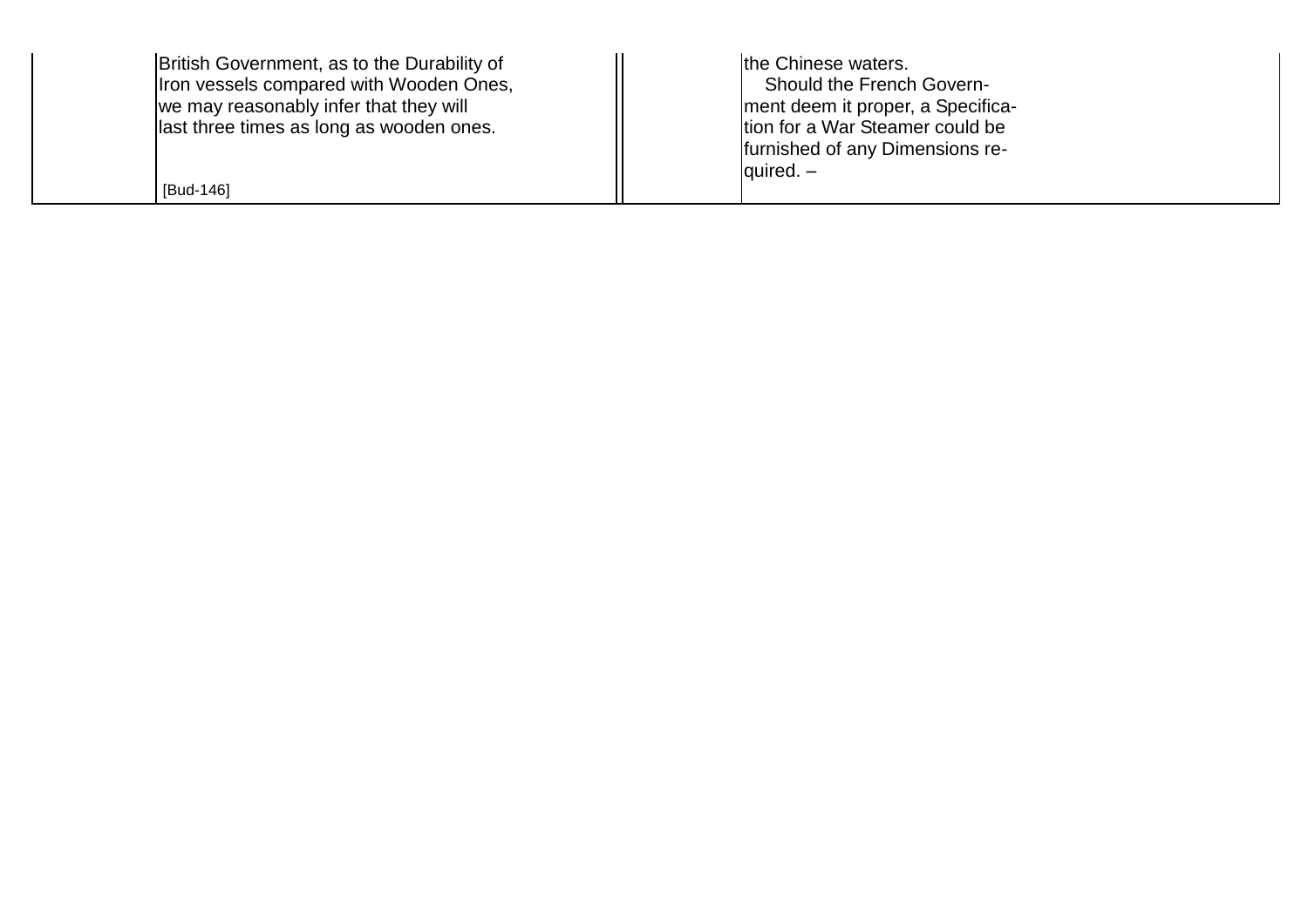| | | | | |
|---|---|---|---|---|
| | British Government, as to the Durability of Iron vessels compared with Wooden Ones, we may reasonably infer that they will last three times as long as wooden ones.<br><br>[Bud-146] | | | the Chinese waters.<br>Should the French Govern-ment deem it proper, a Specifica-tion for a War Steamer could be furnished of any Dimensions re-quired. – |